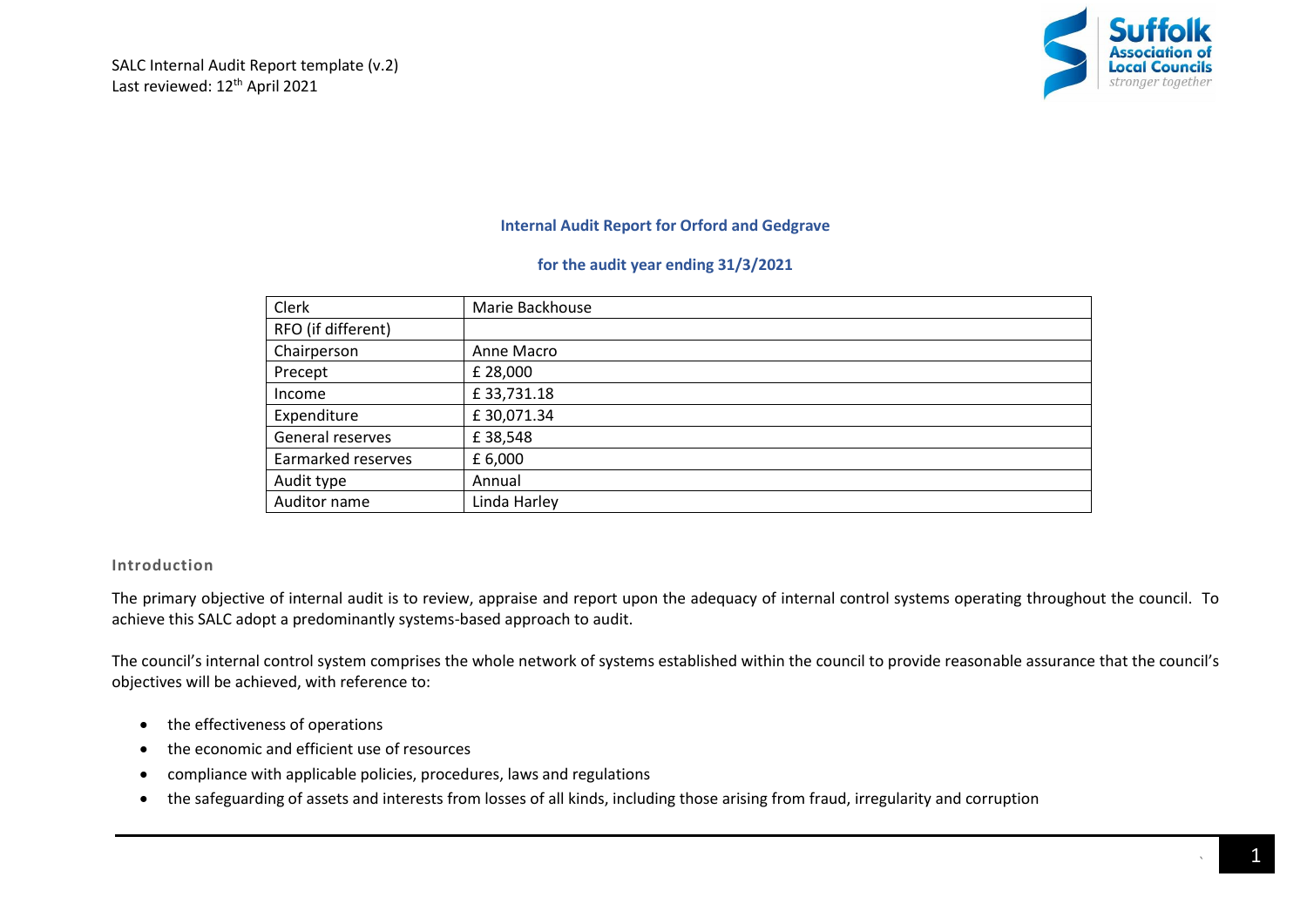SALC Internal Audit Report template (v.2)
Last reviewed: 12th April 2021

## Internal Audit Report for Orford and Gedgrave

### for the audit year ending 31/3/2021

| | |
|---|---|
| Clerk | Marie Backhouse |
| RFO (if different) | |
| Chairperson | Anne Macro |
| Precept | £ 28,000 |
| Income | £ 33,731.18 |
| Expenditure | £ 30,071.34 |
| General reserves | £ 38,548 |
| Earmarked reserves | £ 6,000 |
| Audit type | Annual |
| Auditor name | Linda Harley |

### Introduction

The primary objective of internal audit is to review, appraise and report upon the adequacy of internal control systems operating throughout the council. To achieve this SALC adopt a predominantly systems-based approach to audit.

The council's internal control system comprises the whole network of systems established within the council to provide reasonable assurance that the council's objectives will be achieved, with reference to:

- the effectiveness of operations
- the economic and efficient use of resources
- compliance with applicable policies, procedures, laws and regulations
- the safeguarding of assets and interests from losses of all kinds, including those arising from fraud, irregularity and corruption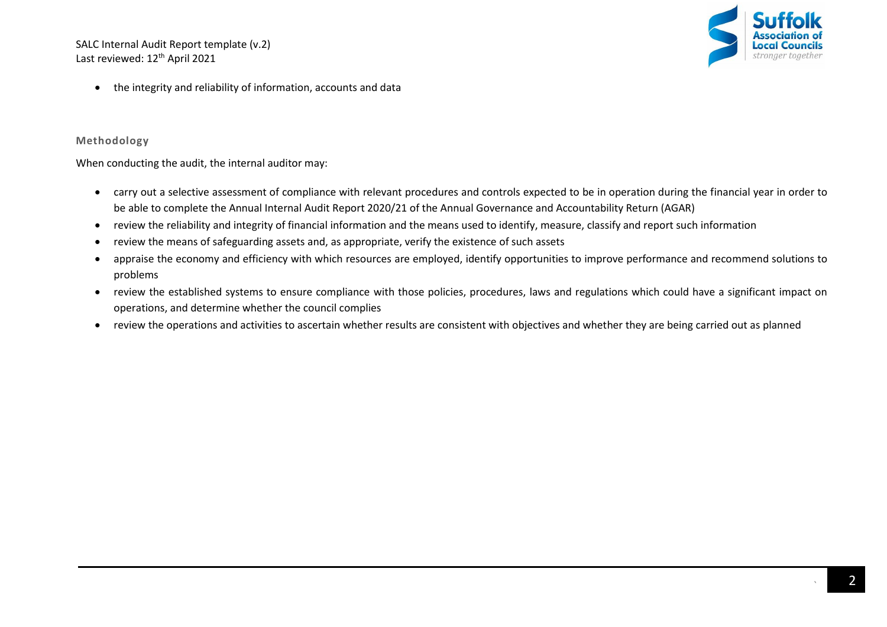- the integrity and reliability of information, accounts and data

### Methodology

When conducting the audit, the internal auditor may:

- carry out a selective assessment of compliance with relevant procedures and controls expected to be in operation during the financial year in order to be able to complete the Annual Internal Audit Report 2020/21 of the Annual Governance and Accountability Return (AGAR)
- review the reliability and integrity of financial information and the means used to identify, measure, classify and report such information
- review the means of safeguarding assets and, as appropriate, verify the existence of such assets
- appraise the economy and efficiency with which resources are employed, identify opportunities to improve performance and recommend solutions to problems
- review the established systems to ensure compliance with those policies, procedures, laws and regulations which could have a significant impact on operations, and determine whether the council complies
- review the operations and activities to ascertain whether results are consistent with objectives and whether they are being carried out as planned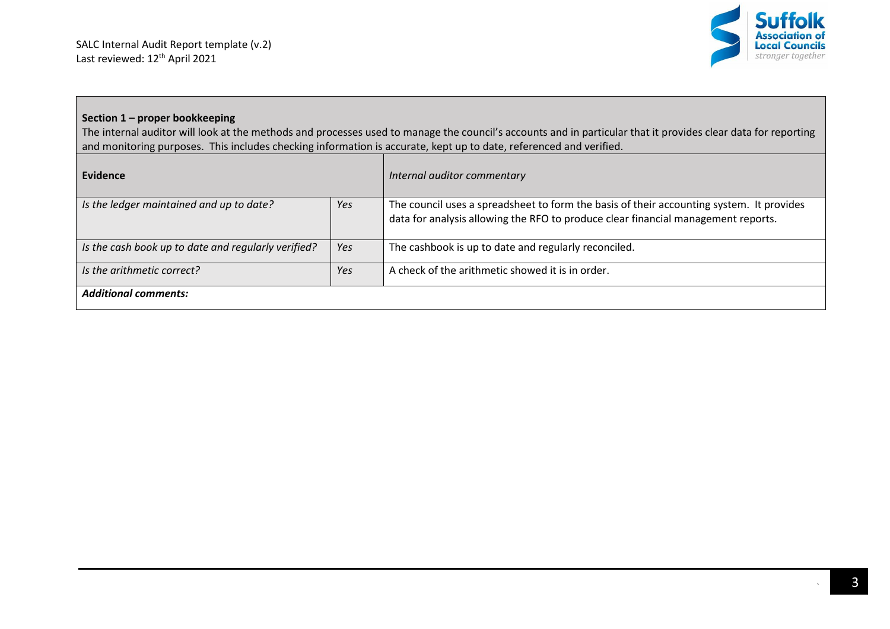**Section 1 – proper bookkeeping**

The internal auditor will look at the methods and processes used to manage the council's accounts and in particular that it provides clear data for reporting and monitoring purposes. This includes checking information is accurate, kept up to date, referenced and verified.

| **Evidence** | | *Internal auditor commentary* |
|---|---|---|
| *Is the ledger maintained and up to date?* | *Yes* | The council uses a spreadsheet to form the basis of their accounting system. It provides data for analysis allowing the RFO to produce clear financial management reports. |
| *Is the cash book up to date and regularly verified?* | *Yes* | The cashbook is up to date and regularly reconciled. |
| *Is the arithmetic correct?* | *Yes* | A check of the arithmetic showed it is in order. |
| ***Additional comments:*** | | |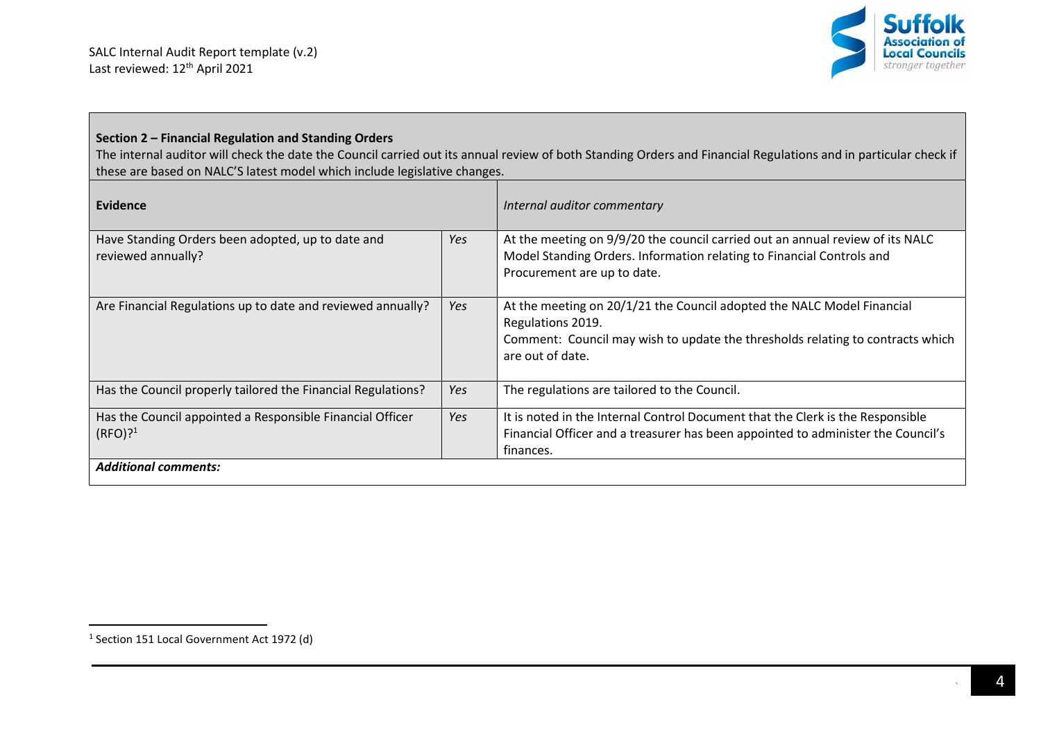**Section 2 – Financial Regulation and Standing Orders**
The internal auditor will check the date the Council carried out its annual review of both Standing Orders and Financial Regulations and in particular check if these are based on NALC'S latest model which include legislative changes.

| **Evidence** | | *Internal auditor commentary* |
|---|---|---|
| Have Standing Orders been adopted, up to date and reviewed annually? | *Yes* | At the meeting on 9/9/20 the council carried out an annual review of its NALC Model Standing Orders. Information relating to Financial Controls and Procurement are up to date. |
| Are Financial Regulations up to date and reviewed annually? | *Yes* | At the meeting on 20/1/21 the Council adopted the NALC Model Financial Regulations 2019.<br>Comment: Council may wish to update the thresholds relating to contracts which are out of date. |
| Has the Council properly tailored the Financial Regulations? | *Yes* | The regulations are tailored to the Council. |
| Has the Council appointed a Responsible Financial Officer (RFO)?[1] | *Yes* | It is noted in the Internal Control Document that the Clerk is the Responsible Financial Officer and a treasurer has been appointed to administer the Council's finances. |
| ***Additional comments:*** | | |

[1] Section 151 Local Government Act 1972 (d)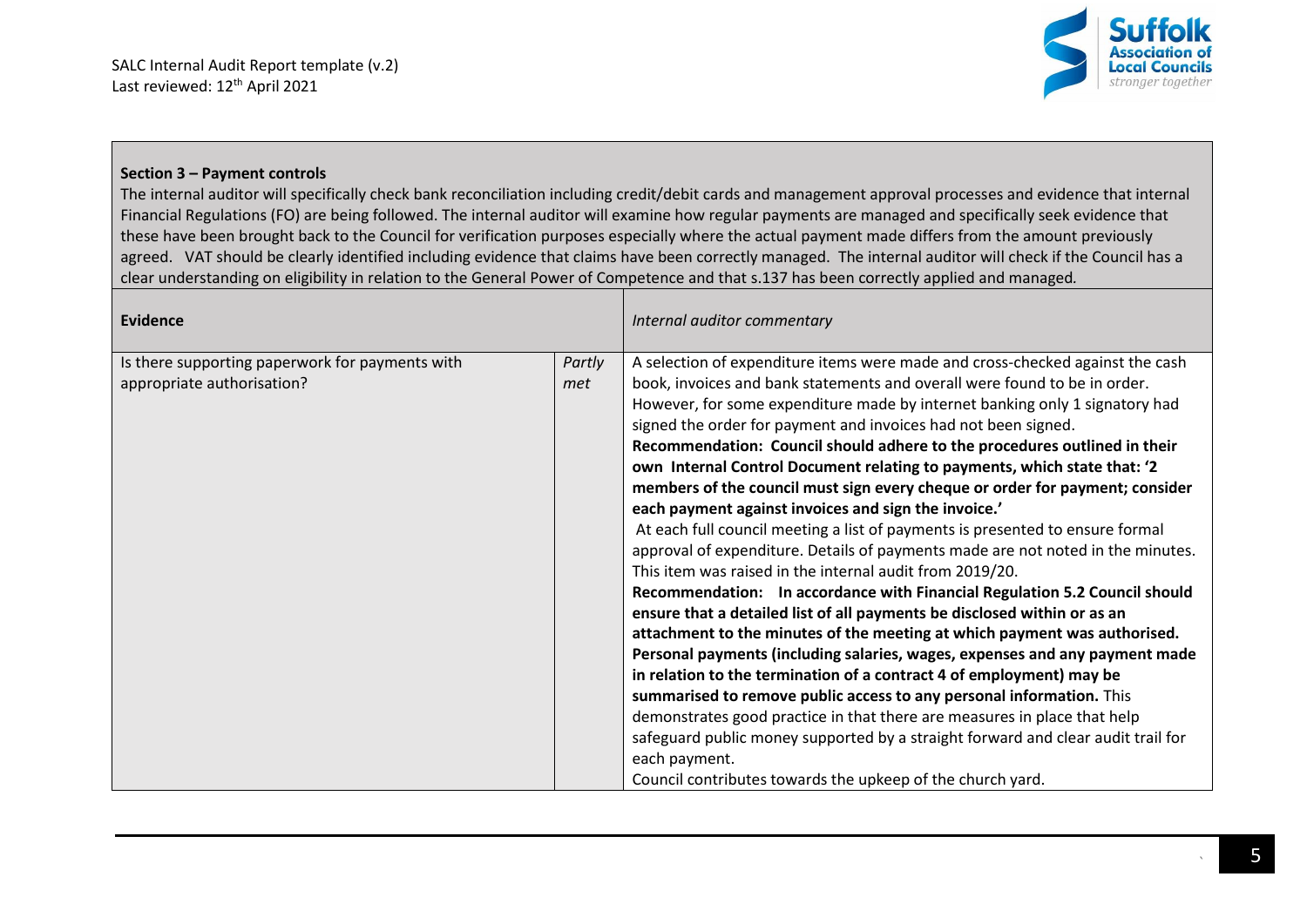**Section 3 – Payment controls**

The internal auditor will specifically check bank reconciliation including credit/debit cards and management approval processes and evidence that internal Financial Regulations (FO) are being followed. The internal auditor will examine how regular payments are managed and specifically seek evidence that these have been brought back to the Council for verification purposes especially where the actual payment made differs from the amount previously agreed. VAT should be clearly identified including evidence that claims have been correctly managed. The internal auditor will check if the Council has a clear understanding on eligibility in relation to the General Power of Competence and that s.137 has been correctly applied and managed.

| **Evidence** | | *Internal auditor commentary* |
|---|---|---|
| Is there supporting paperwork for payments with appropriate authorisation? | *Partly met* | A selection of expenditure items were made and cross-checked against the cash book, invoices and bank statements and overall were found to be in order. However, for some expenditure made by internet banking only 1 signatory had signed the order for payment and invoices had not been signed.<br>**Recommendation: Council should adhere to the procedures outlined in their own Internal Control Document relating to payments, which state that: '2 members of the council must sign every cheque or order for payment; consider each payment against invoices and sign the invoice.'**<br>At each full council meeting a list of payments is presented to ensure formal approval of expenditure. Details of payments made are not noted in the minutes. This item was raised in the internal audit from 2019/20.<br>**Recommendation: In accordance with Financial Regulation 5.2 Council should ensure that a detailed list of all payments be disclosed within or as an attachment to the minutes of the meeting at which payment was authorised. Personal payments (including salaries, wages, expenses and any payment made in relation to the termination of a contract 4 of employment) may be summarised to remove public access to any personal information.** This demonstrates good practice in that there are measures in place that help safeguard public money supported by a straight forward and clear audit trail for each payment.<br>Council contributes towards the upkeep of the church yard. |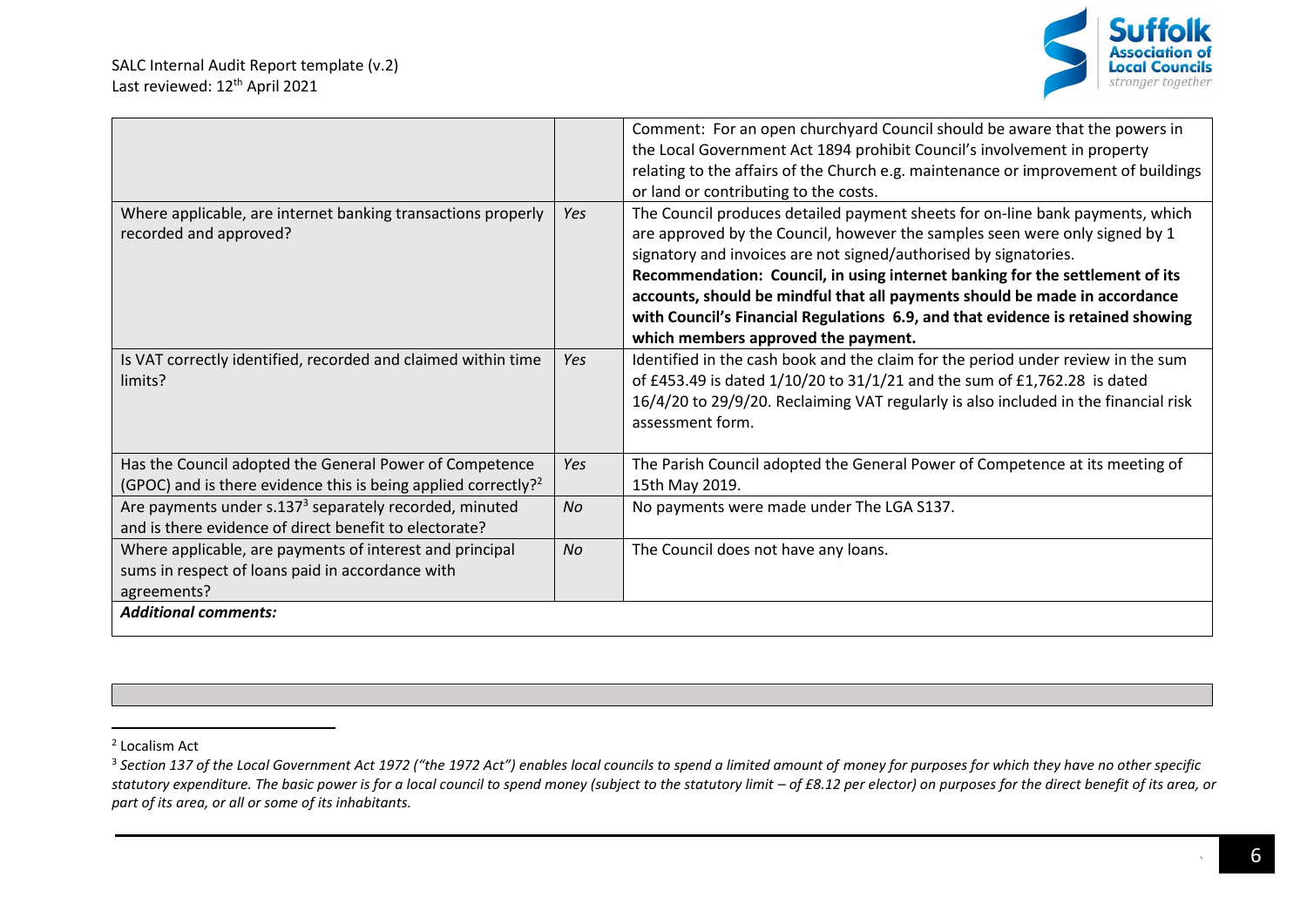| | | |
|---|---|---|
| | | Comment: For an open churchyard Council should be aware that the powers in the Local Government Act 1894 prohibit Council's involvement in property relating to the affairs of the Church e.g. maintenance or improvement of buildings or land or contributing to the costs. |
| Where applicable, are internet banking transactions properly recorded and approved? | *Yes* | The Council produces detailed payment sheets for on-line bank payments, which are approved by the Council, however the samples seen were only signed by 1 signatory and invoices are not signed/authorised by signatories. **Recommendation: Council, in using internet banking for the settlement of its accounts, should be mindful that all payments should be made in accordance with Council's Financial Regulations 6.9, and that evidence is retained showing which members approved the payment.** |
| Is VAT correctly identified, recorded and claimed within time limits? | *Yes* | Identified in the cash book and the claim for the period under review in the sum of £453.49 is dated 1/10/20 to 31/1/21 and the sum of £1,762.28 is dated 16/4/20 to 29/9/20. Reclaiming VAT regularly is also included in the financial risk assessment form. |
| Has the Council adopted the General Power of Competence (GPOC) and is there evidence this is being applied correctly?[2] | *Yes* | The Parish Council adopted the General Power of Competence at its meeting of 15th May 2019. |
| Are payments under s.137[3] separately recorded, minuted and is there evidence of direct benefit to electorate? | *No* | No payments were made under The LGA S137. |
| Where applicable, are payments of interest and principal sums in respect of loans paid in accordance with agreements? | *No* | The Council does not have any loans. |
| ***Additional comments:*** | | |

[2] Localism Act

[3] *Section 137 of the Local Government Act 1972 ("the 1972 Act") enables local councils to spend a limited amount of money for purposes for which they have no other specific statutory expenditure. The basic power is for a local council to spend money (subject to the statutory limit – of £8.12 per elector) on purposes for the direct benefit of its area, or part of its area, or all or some of its inhabitants.*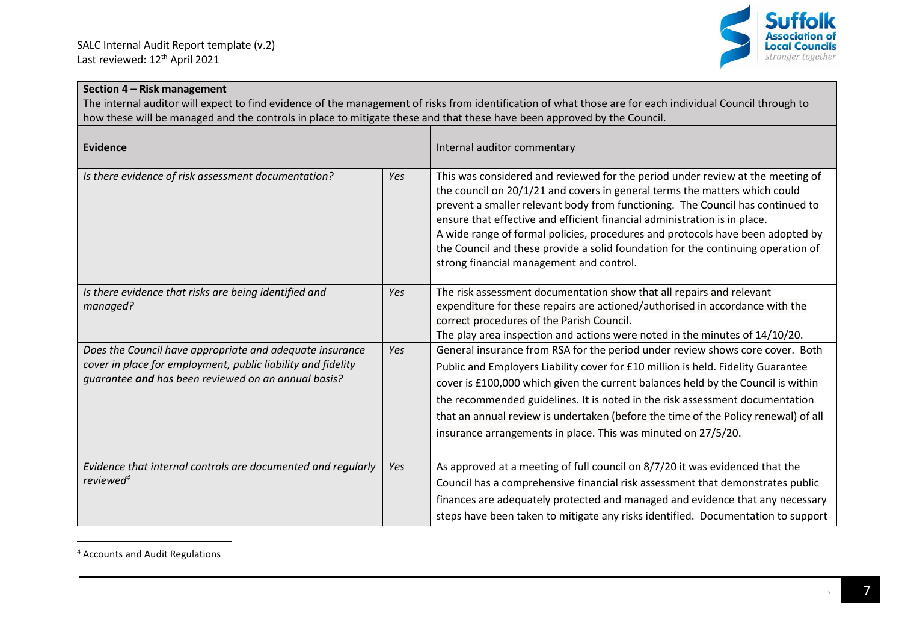**Section 4 – Risk management**

The internal auditor will expect to find evidence of the management of risks from identification of what those are for each individual Council through to how these will be managed and the controls in place to mitigate these and that these have been approved by the Council.

| **Evidence** | | Internal auditor commentary |
|---|---|---|
| *Is there evidence of risk assessment documentation?* | *Yes* | This was considered and reviewed for the period under review at the meeting of the council on 20/1/21 and covers in general terms the matters which could prevent a smaller relevant body from functioning. The Council has continued to ensure that effective and efficient financial administration is in place. A wide range of formal policies, procedures and protocols have been adopted by the Council and these provide a solid foundation for the continuing operation of strong financial management and control. |
| *Is there evidence that risks are being identified and managed?* | *Yes* | The risk assessment documentation show that all repairs and relevant expenditure for these repairs are actioned/authorised in accordance with the correct procedures of the Parish Council. The play area inspection and actions were noted in the minutes of 14/10/20. |
| *Does the Council have appropriate and adequate insurance cover in place for employment, public liability and fidelity guarantee **and** has been reviewed on an annual basis?* | *Yes* | General insurance from RSA for the period under review shows core cover. Both Public and Employers Liability cover for £10 million is held. Fidelity Guarantee cover is £100,000 which given the current balances held by the Council is within the recommended guidelines. It is noted in the risk assessment documentation that an annual review is undertaken (before the time of the Policy renewal) of all insurance arrangements in place. This was minuted on 27/5/20. |
| *Evidence that internal controls are documented and regularly reviewed*[4] | *Yes* | As approved at a meeting of full council on 8/7/20 it was evidenced that the Council has a comprehensive financial risk assessment that demonstrates public finances are adequately protected and managed and evidence that any necessary steps have been taken to mitigate any risks identified. Documentation to support |

[4] Accounts and Audit Regulations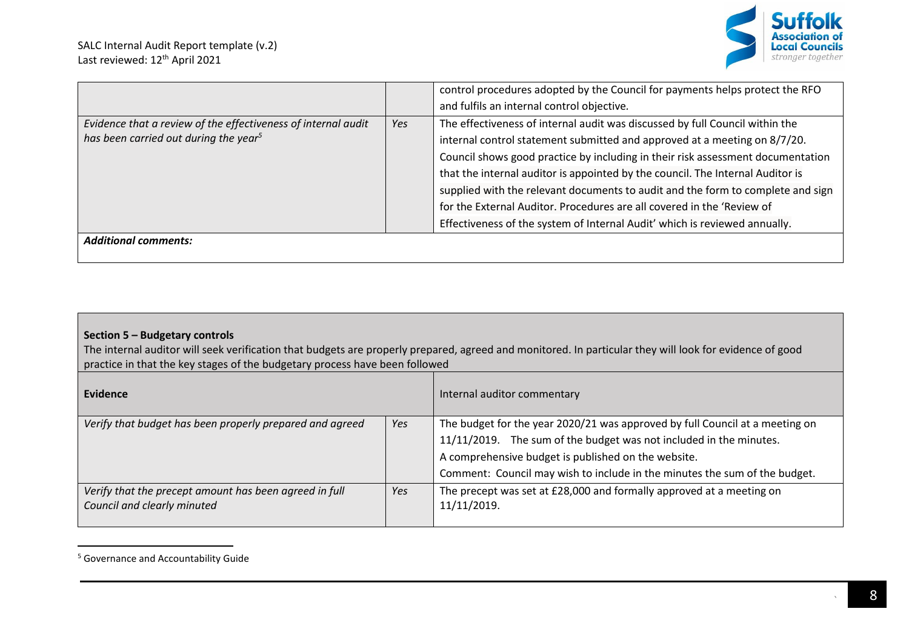| | | |
|---|---|---|
| | | control procedures adopted by the Council for payments helps protect the RFO and fulfils an internal control objective. |
| *Evidence that a review of the effectiveness of internal audit has been carried out during the year*[5] | *Yes* | The effectiveness of internal audit was discussed by full Council within the internal control statement submitted and approved at a meeting on 8/7/20. Council shows good practice by including in their risk assessment documentation that the internal auditor is appointed by the council. The Internal Auditor is supplied with the relevant documents to audit and the form to complete and sign for the External Auditor. Procedures are all covered in the 'Review of Effectiveness of the system of Internal Audit' which is reviewed annually. |
| ***Additional comments:*** | | |

**Section 5 – Budgetary controls**

The internal auditor will seek verification that budgets are properly prepared, agreed and monitored. In particular they will look for evidence of good practice in that the key stages of the budgetary process have been followed

| **Evidence** | | Internal auditor commentary |
|---|---|---|
| *Verify that budget has been properly prepared and agreed* | *Yes* | The budget for the year 2020/21 was approved by full Council at a meeting on 11/11/2019. The sum of the budget was not included in the minutes.<br>A comprehensive budget is published on the website.<br>Comment: Council may wish to include in the minutes the sum of the budget. |
| *Verify that the precept amount has been agreed in full Council and clearly minuted* | *Yes* | The precept was set at £28,000 and formally approved at a meeting on 11/11/2019. |

[5] Governance and Accountability Guide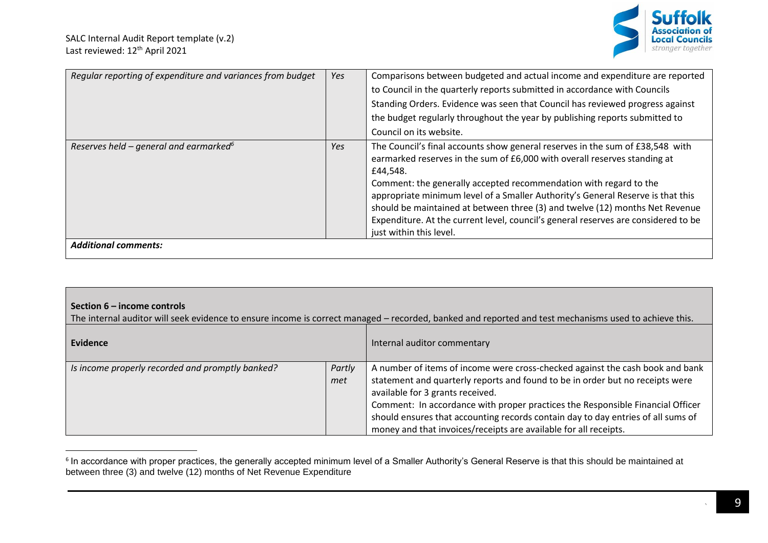| | | |
|---|---|---|
| *Regular reporting of expenditure and variances from budget* | *Yes* | Comparisons between budgeted and actual income and expenditure are reported to Council in the quarterly reports submitted in accordance with Councils Standing Orders. Evidence was seen that Council has reviewed progress against the budget regularly throughout the year by publishing reports submitted to Council on its website. |
| *Reserves held – general and earmarked*[6] | *Yes* | The Council's final accounts show general reserves in the sum of £38,548 with earmarked reserves in the sum of £6,000 with overall reserves standing at £44,548. Comment: the generally accepted recommendation with regard to the appropriate minimum level of a Smaller Authority's General Reserve is that this should be maintained at between three (3) and twelve (12) months Net Revenue Expenditure. At the current level, council's general reserves are considered to be just within this level. |
| ***Additional comments:*** | | |

**Section 6 – income controls**

The internal auditor will seek evidence to ensure income is correct managed – recorded, banked and reported and test mechanisms used to achieve this.

| **Evidence** | | Internal auditor commentary |
|---|---|---|
| *Is income properly recorded and promptly banked?* | *Partly met* | A number of items of income were cross-checked against the cash book and bank statement and quarterly reports and found to be in order but no receipts were available for 3 grants received. Comment: In accordance with proper practices the Responsible Financial Officer should ensures that accounting records contain day to day entries of all sums of money and that invoices/receipts are available for all receipts. |

[6] In accordance with proper practices, the generally accepted minimum level of a Smaller Authority's General Reserve is that this should be maintained at between three (3) and twelve (12) months of Net Revenue Expenditure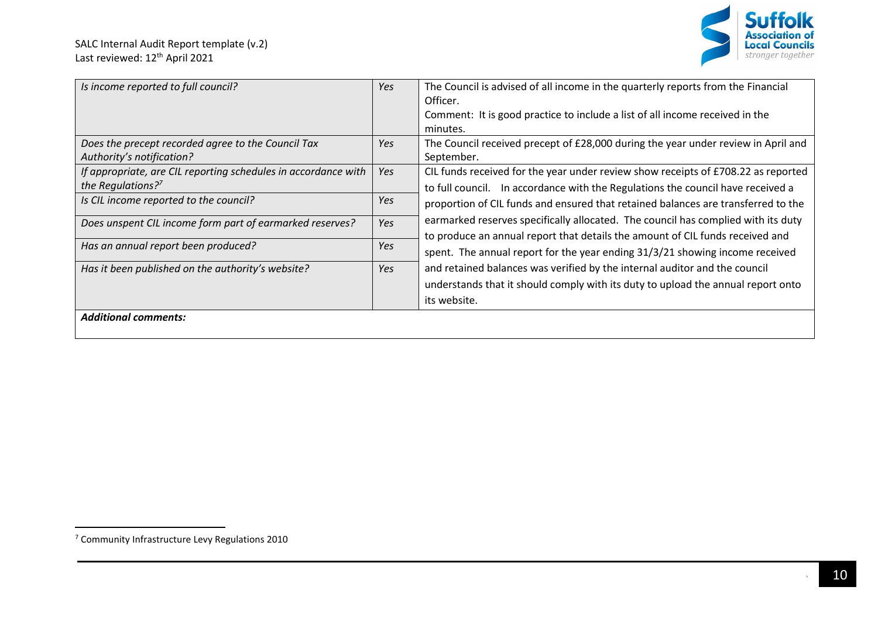| *Is income reported to full council?* | *Yes* | The Council is advised of all income in the quarterly reports from the Financial Officer.<br>Comment: It is good practice to include a list of all income received in the minutes. |
|---|---|---|
| *Does the precept recorded agree to the Council Tax Authority's notification?* | *Yes* | The Council received precept of £28,000 during the year under review in April and September. |
| *If appropriate, are CIL reporting schedules in accordance with the Regulations?*[7] | *Yes* | CIL funds received for the year under review show receipts of £708.22 as reported to full council. In accordance with the Regulations the council have received a proportion of CIL funds and ensured that retained balances are transferred to the earmarked reserves specifically allocated. The council has complied with its duty to produce an annual report that details the amount of CIL funds received and spent. The annual report for the year ending 31/3/21 showing income received and retained balances was verified by the internal auditor and the council understands that it should comply with its duty to upload the annual report onto its website. |
| *Is CIL income reported to the council?* | *Yes* | |
| *Does unspent CIL income form part of earmarked reserves?* | *Yes* | |
| *Has an annual report been produced?* | *Yes* | |
| *Has it been published on the authority's website?* | *Yes* | |
| ***Additional comments:*** | | |

[7] Community Infrastructure Levy Regulations 2010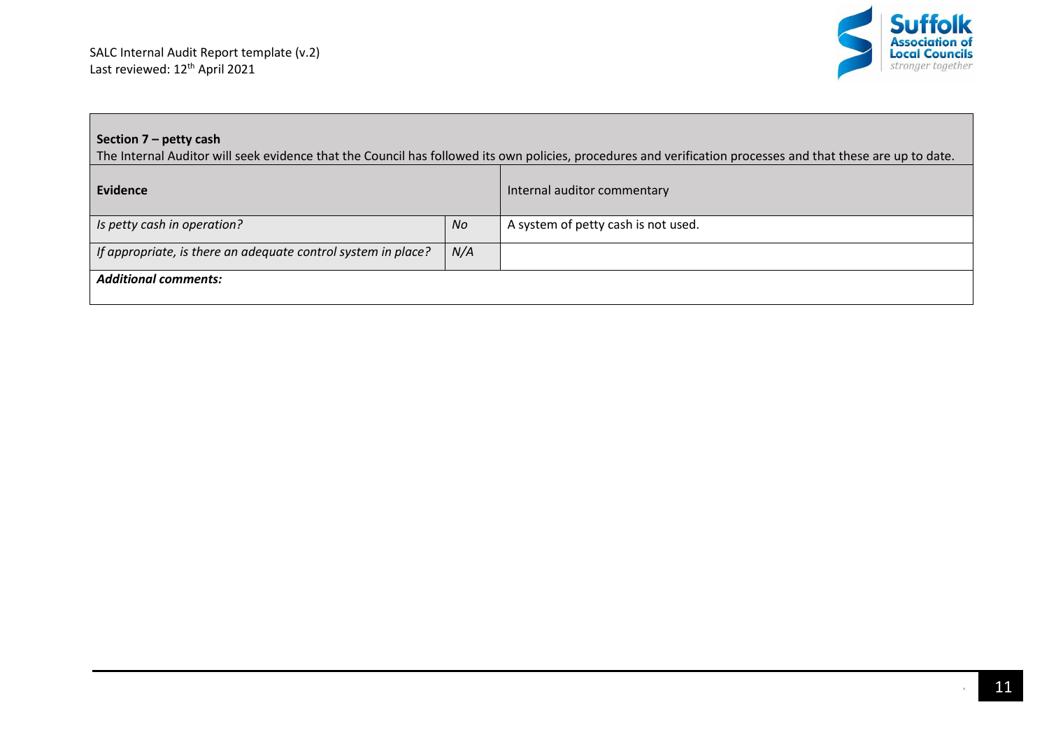**Section 7 – petty cash**
The Internal Auditor will seek evidence that the Council has followed its own policies, procedures and verification processes and that these are up to date.

| **Evidence** | | Internal auditor commentary |
|---|---|---|
| *Is petty cash in operation?* | *No* | A system of petty cash is not used. |
| *If appropriate, is there an adequate control system in place?* | *N/A* | |
| ***Additional comments:*** | | |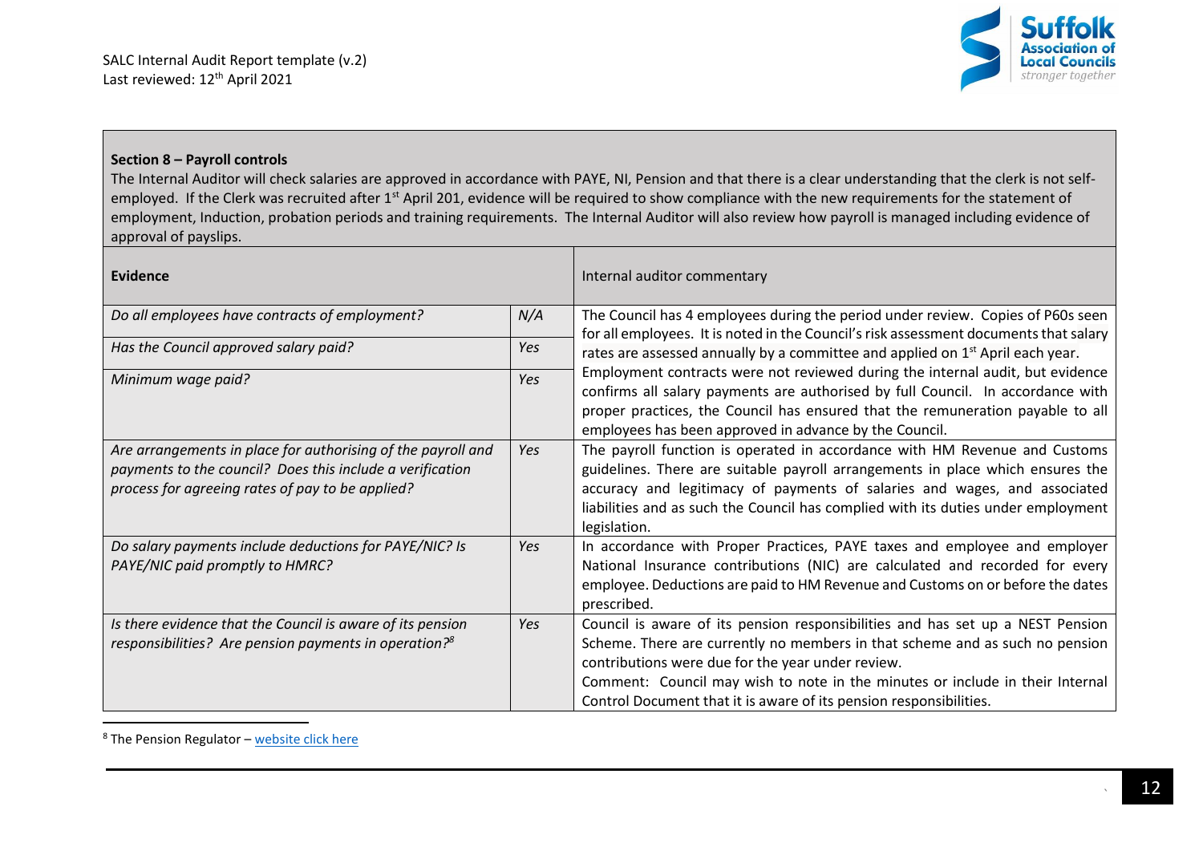**Section 8 – Payroll controls**

The Internal Auditor will check salaries are approved in accordance with PAYE, NI, Pension and that there is a clear understanding that the clerk is not self-employed. If the Clerk was recruited after 1st April 201, evidence will be required to show compliance with the new requirements for the statement of employment, Induction, probation periods and training requirements. The Internal Auditor will also review how payroll is managed including evidence of approval of payslips.

| Evidence | | Internal auditor commentary |
|---|---|---|
| *Do all employees have contracts of employment?* | *N/A* | The Council has 4 employees during the period under review. Copies of P60s seen for all employees. It is noted in the Council's risk assessment documents that salary rates are assessed annually by a committee and applied on 1st April each year. Employment contracts were not reviewed during the internal audit, but evidence confirms all salary payments are authorised by full Council. In accordance with proper practices, the Council has ensured that the remuneration payable to all employees has been approved in advance by the Council. |
| *Has the Council approved salary paid?* | *Yes* | |
| *Minimum wage paid?* | *Yes* | |
| *Are arrangements in place for authorising of the payroll and payments to the council? Does this include a verification process for agreeing rates of pay to be applied?* | *Yes* | The payroll function is operated in accordance with HM Revenue and Customs guidelines. There are suitable payroll arrangements in place which ensures the accuracy and legitimacy of payments of salaries and wages, and associated liabilities and as such the Council has complied with its duties under employment legislation. |
| *Do salary payments include deductions for PAYE/NIC? Is PAYE/NIC paid promptly to HMRC?* | *Yes* | In accordance with Proper Practices, PAYE taxes and employee and employer National Insurance contributions (NIC) are calculated and recorded for every employee. Deductions are paid to HM Revenue and Customs on or before the dates prescribed. |
| *Is there evidence that the Council is aware of its pension responsibilities? Are pension payments in operation?*[8] | *Yes* | Council is aware of its pension responsibilities and has set up a NEST Pension Scheme. There are currently no members in that scheme and as such no pension contributions were due for the year under review. Comment: Council may wish to note in the minutes or include in their Internal Control Document that it is aware of its pension responsibilities. |

[8] The Pension Regulator – website click here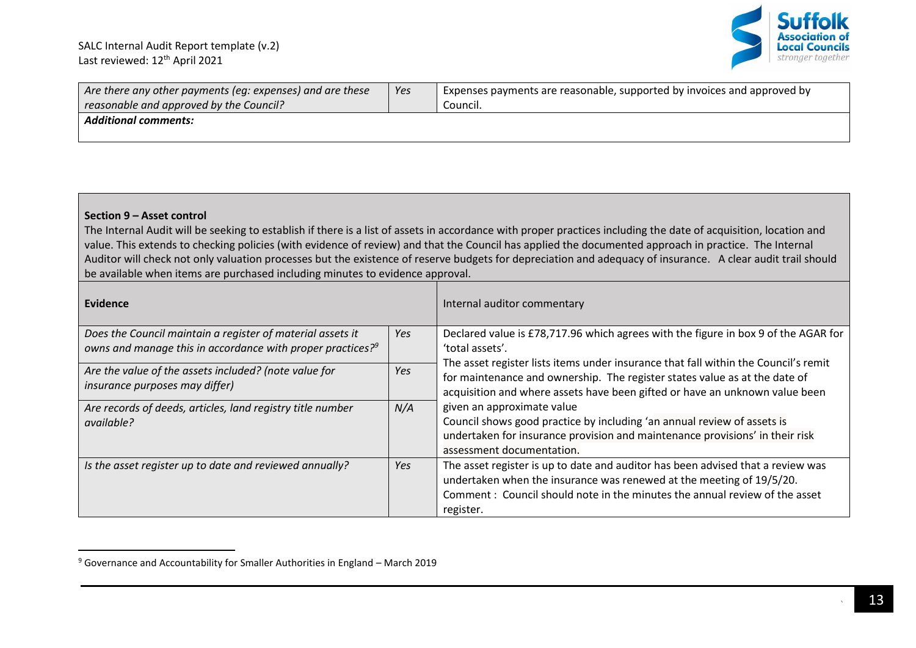| | | |
|---|---|---|
| *Are there any other payments (eg: expenses) and are these reasonable and approved by the Council?* | *Yes* | Expenses payments are reasonable, supported by invoices and approved by Council. |
| ***Additional comments:*** | | |

**Section 9 – Asset control**

The Internal Audit will be seeking to establish if there is a list of assets in accordance with proper practices including the date of acquisition, location and value. This extends to checking policies (with evidence of review) and that the Council has applied the documented approach in practice. The Internal Auditor will check not only valuation processes but the existence of reserve budgets for depreciation and adequacy of insurance. A clear audit trail should be available when items are purchased including minutes to evidence approval.

| **Evidence** | | Internal auditor commentary |
|---|---|---|
| *Does the Council maintain a register of material assets it owns and manage this in accordance with proper practices?*[9] | *Yes* | Declared value is £78,717.96 which agrees with the figure in box 9 of the AGAR for 'total assets'. The asset register lists items under insurance that fall within the Council's remit for maintenance and ownership. The register states value as at the date of acquisition and where assets have been gifted or have an unknown value been given an approximate value. Council shows good practice by including 'an annual review of assets is undertaken for insurance provision and maintenance provisions' in their risk assessment documentation. |
| *Are the value of the assets included? (note value for insurance purposes may differ)* | *Yes* | |
| *Are records of deeds, articles, land registry title number available?* | *N/A* | |
| *Is the asset register up to date and reviewed annually?* | *Yes* | The asset register is up to date and auditor has been advised that a review was undertaken when the insurance was renewed at the meeting of 19/5/20. Comment : Council should note in the minutes the annual review of the asset register. |

[9] Governance and Accountability for Smaller Authorities in England – March 2019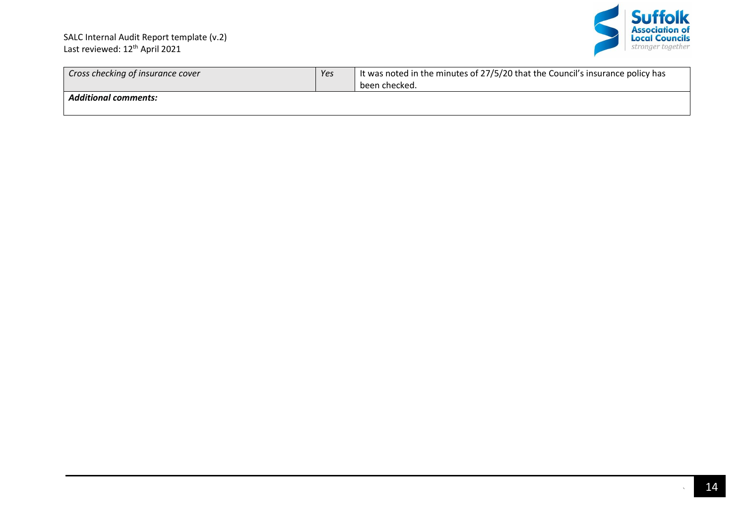| | | |
|---|---|---|
| *Cross checking of insurance cover* | *Yes* | It was noted in the minutes of 27/5/20 that the Council's insurance policy has been checked. |
| ***Additional comments:*** | | |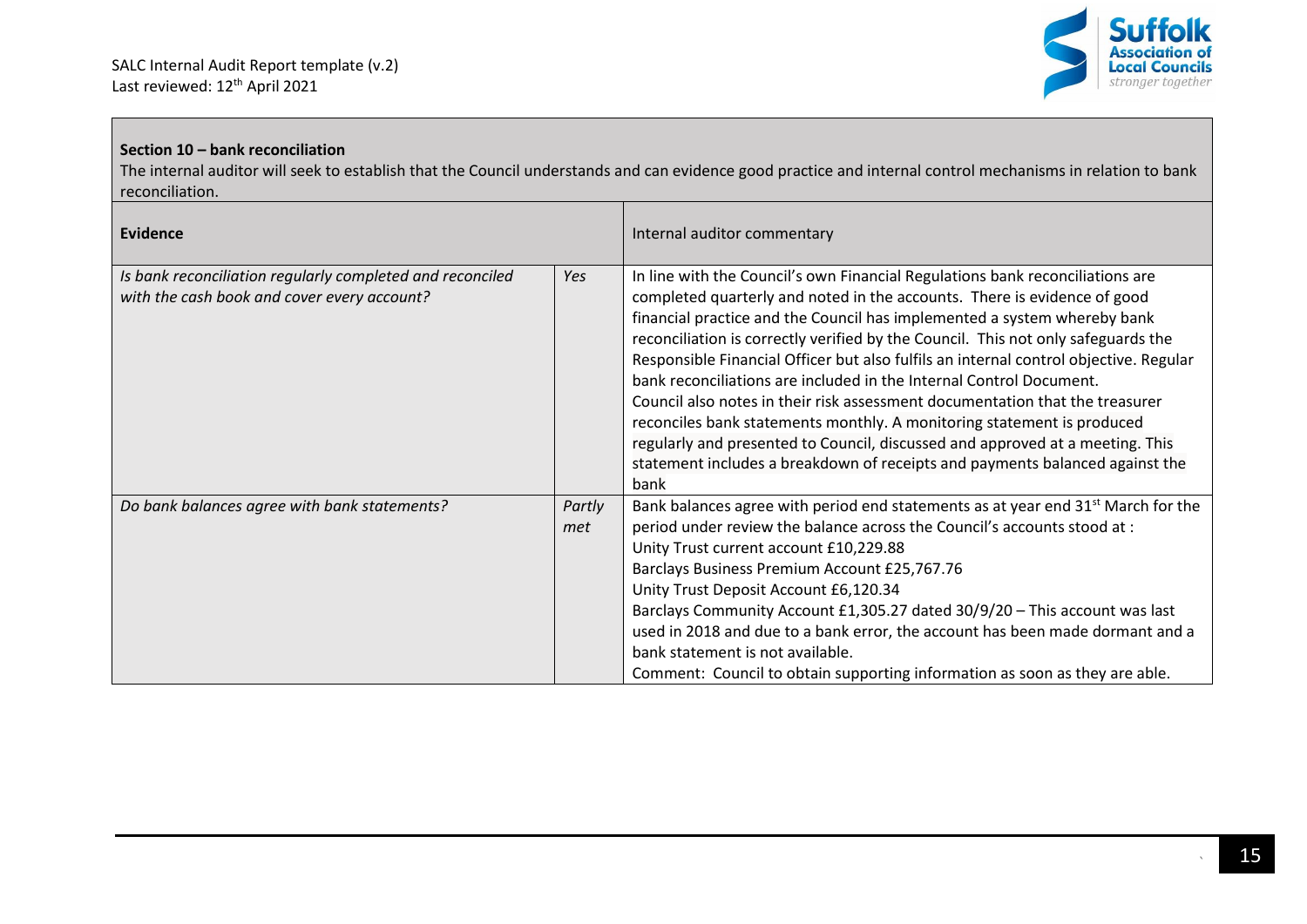**Section 10 – bank reconciliation**

The internal auditor will seek to establish that the Council understands and can evidence good practice and internal control mechanisms in relation to bank reconciliation.

| **Evidence** | | Internal auditor commentary |
|---|---|---|
| *Is bank reconciliation regularly completed and reconciled with the cash book and cover every account?* | *Yes* | In line with the Council's own Financial Regulations bank reconciliations are completed quarterly and noted in the accounts. There is evidence of good financial practice and the Council has implemented a system whereby bank reconciliation is correctly verified by the Council. This not only safeguards the Responsible Financial Officer but also fulfils an internal control objective. Regular bank reconciliations are included in the Internal Control Document.<br>Council also notes in their risk assessment documentation that the treasurer reconciles bank statements monthly. A monitoring statement is produced regularly and presented to Council, discussed and approved at a meeting. This statement includes a breakdown of receipts and payments balanced against the bank |
| *Do bank balances agree with bank statements?* | *Partly met* | Bank balances agree with period end statements as at year end 31st March for the period under review the balance across the Council's accounts stood at :<br>Unity Trust current account £10,229.88<br>Barclays Business Premium Account £25,767.76<br>Unity Trust Deposit Account £6,120.34<br>Barclays Community Account £1,305.27 dated 30/9/20 – This account was last used in 2018 and due to a bank error, the account has been made dormant and a bank statement is not available.<br>Comment: Council to obtain supporting information as soon as they are able. |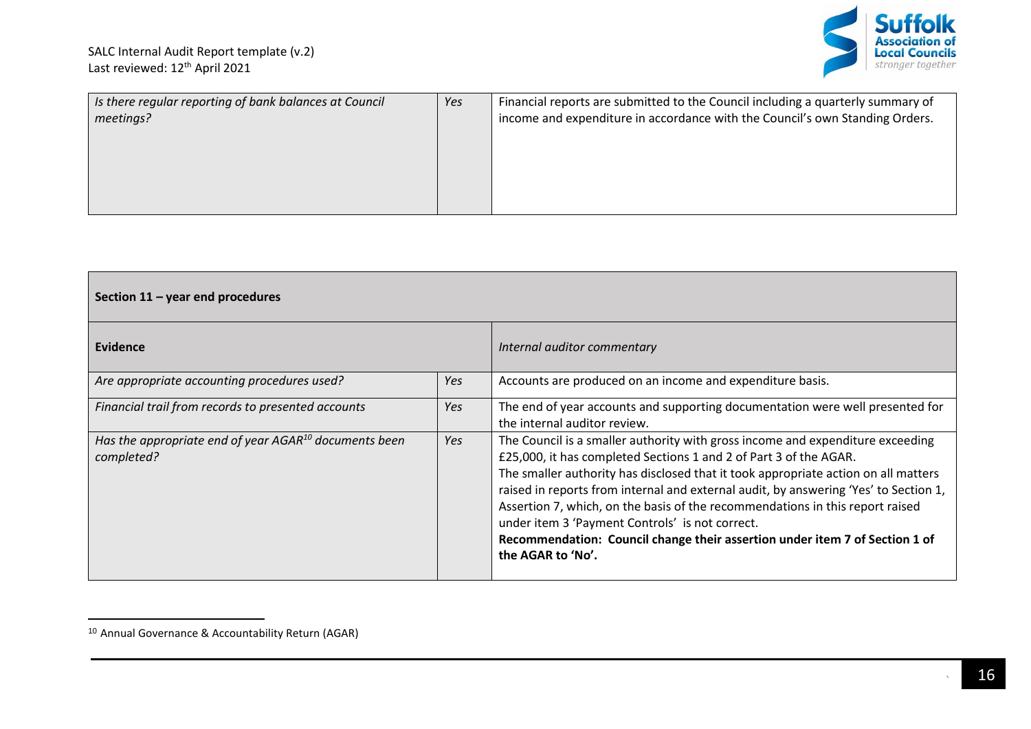| *Is there regular reporting of bank balances at Council meetings?* | *Yes* | Financial reports are submitted to the Council including a quarterly summary of income and expenditure in accordance with the Council's own Standing Orders. |
|---|---|---|

| **Section 11 – year end procedures** | | |
|---|---|---|
| **Evidence** | | *Internal auditor commentary* |
| *Are appropriate accounting procedures used?* | *Yes* | Accounts are produced on an income and expenditure basis. |
| *Financial trail from records to presented accounts* | *Yes* | The end of year accounts and supporting documentation were well presented for the internal auditor review. |
| *Has the appropriate end of year AGAR[10] documents been completed?* | *Yes* | The Council is a smaller authority with gross income and expenditure exceeding £25,000, it has completed Sections 1 and 2 of Part 3 of the AGAR.<br>The smaller authority has disclosed that it took appropriate action on all matters raised in reports from internal and external audit, by answering 'Yes' to Section 1, Assertion 7, which, on the basis of the recommendations in this report raised under item 3 'Payment Controls' is not correct.<br>**Recommendation: Council change their assertion under item 7 of Section 1 of the AGAR to 'No'.** |

[10] Annual Governance & Accountability Return (AGAR)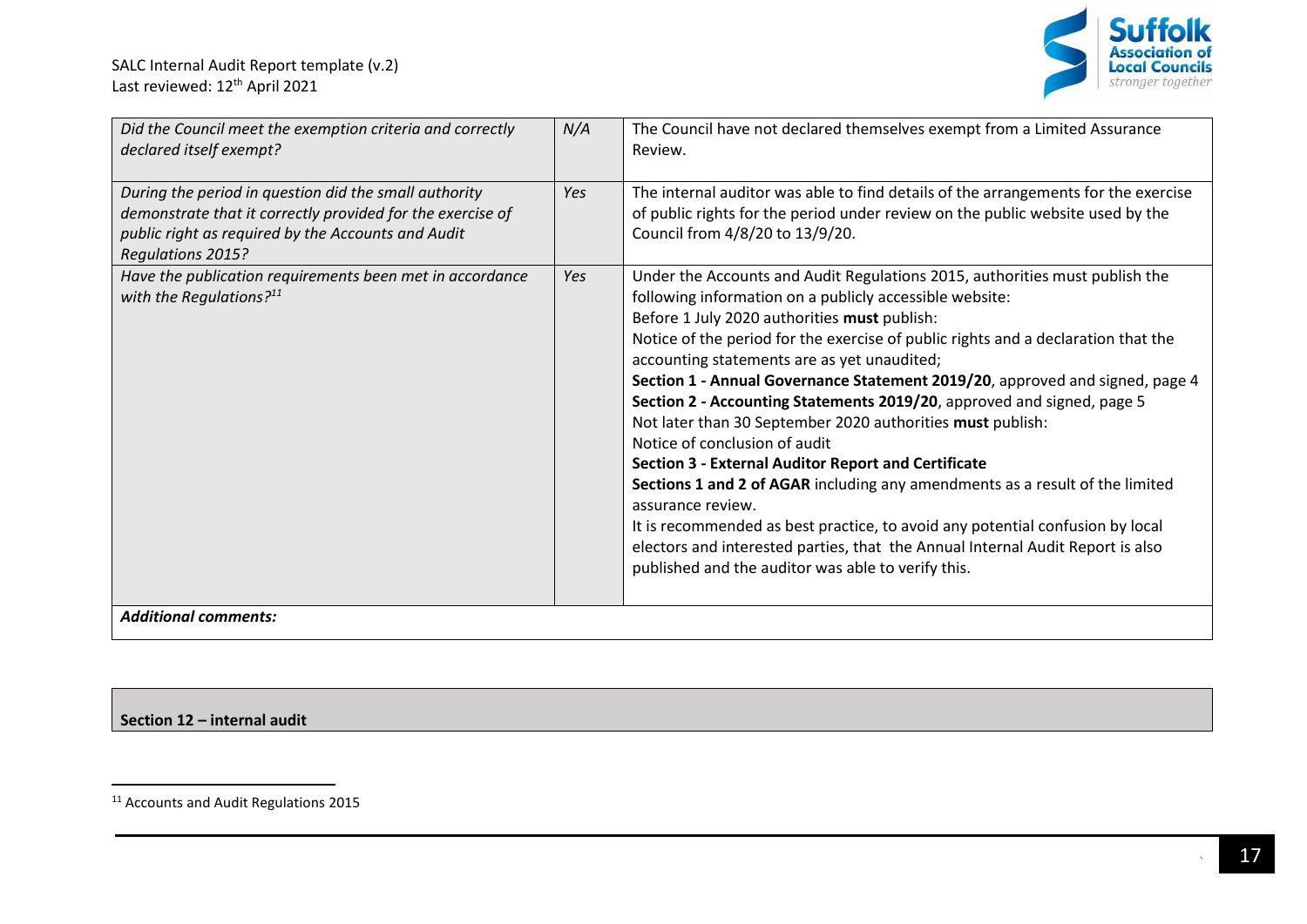| | | |
|---|---|---|
| *Did the Council meet the exemption criteria and correctly declared itself exempt?* | *N/A* | The Council have not declared themselves exempt from a Limited Assurance Review. |
| *During the period in question did the small authority demonstrate that it correctly provided for the exercise of public right as required by the Accounts and Audit Regulations 2015?* | *Yes* | The internal auditor was able to find details of the arrangements for the exercise of public rights for the period under review on the public website used by the Council from 4/8/20 to 13/9/20. |
| *Have the publication requirements been met in accordance with the Regulations?*[11] | *Yes* | Under the Accounts and Audit Regulations 2015, authorities must publish the following information on a publicly accessible website:<br>Before 1 July 2020 authorities **must** publish:<br>Notice of the period for the exercise of public rights and a declaration that the accounting statements are as yet unaudited;<br>**Section 1 - Annual Governance Statement 2019/20**, approved and signed, page 4<br>**Section 2 - Accounting Statements 2019/20**, approved and signed, page 5<br>Not later than 30 September 2020 authorities **must** publish:<br>Notice of conclusion of audit<br>**Section 3 - External Auditor Report and Certificate**<br>**Sections 1 and 2 of AGAR** including any amendments as a result of the limited assurance review.<br>It is recommended as best practice, to avoid any potential confusion by local electors and interested parties, that the Annual Internal Audit Report is also published and the auditor was able to verify this. |
| ***Additional comments:*** | | |

**Section 12 – internal audit**

[11] Accounts and Audit Regulations 2015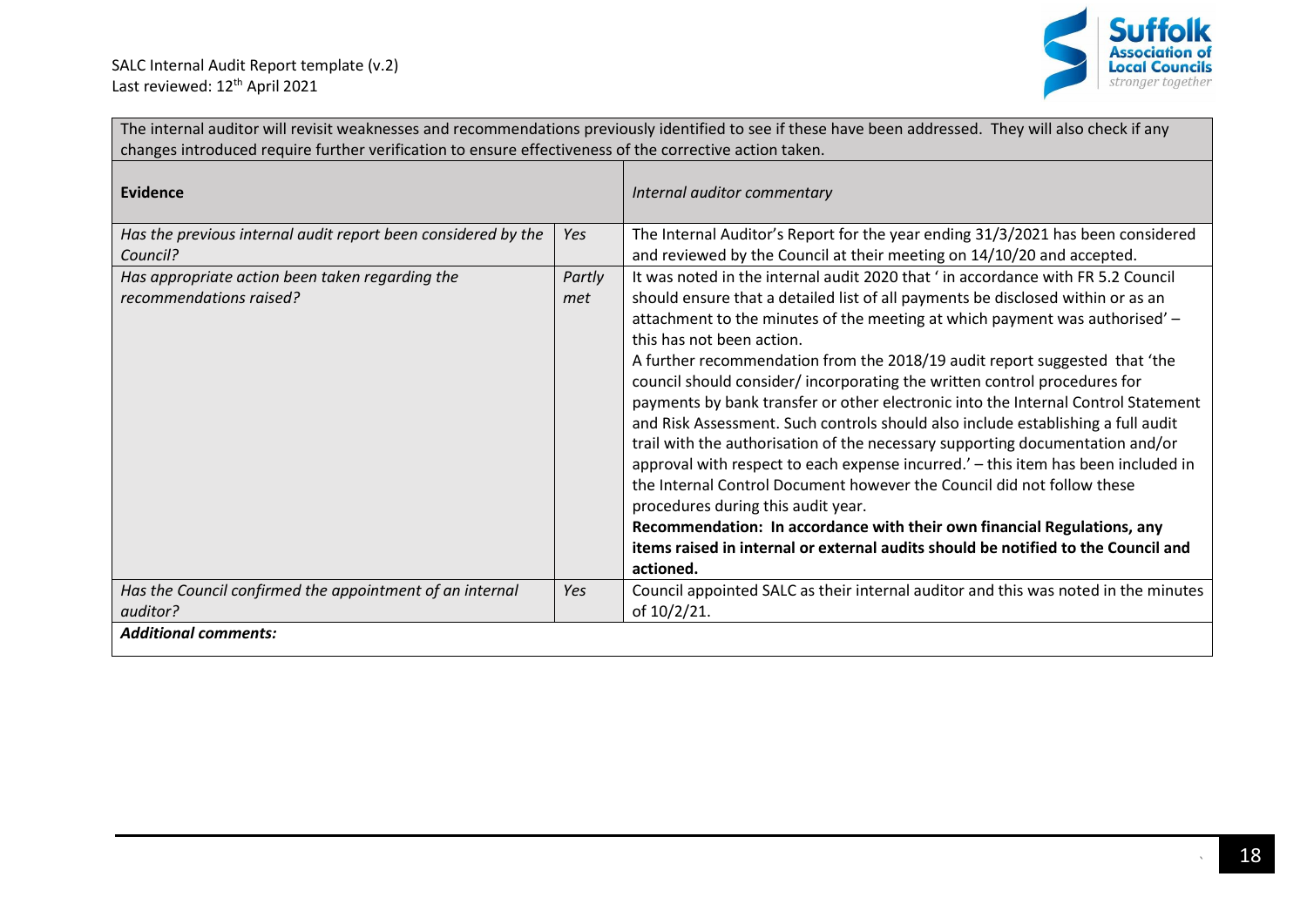The internal auditor will revisit weaknesses and recommendations previously identified to see if these have been addressed. They will also check if any changes introduced require further verification to ensure effectiveness of the corrective action taken.

| **Evidence** | | *Internal auditor commentary* |
|---|---|---|
| *Has the previous internal audit report been considered by the Council?* | *Yes* | The Internal Auditor's Report for the year ending 31/3/2021 has been considered and reviewed by the Council at their meeting on 14/10/20 and accepted. |
| *Has appropriate action been taken regarding the recommendations raised?* | *Partly met* | It was noted in the internal audit 2020 that ' in accordance with FR 5.2 Council should ensure that a detailed list of all payments be disclosed within or as an attachment to the minutes of the meeting at which payment was authorised' – this has not been action.<br>A further recommendation from the 2018/19 audit report suggested that 'the council should consider/ incorporating the written control procedures for payments by bank transfer or other electronic into the Internal Control Statement and Risk Assessment. Such controls should also include establishing a full audit trail with the authorisation of the necessary supporting documentation and/or approval with respect to each expense incurred.' – this item has been included in the Internal Control Document however the Council did not follow these procedures during this audit year.<br>**Recommendation: In accordance with their own financial Regulations, any items raised in internal or external audits should be notified to the Council and actioned.** |
| *Has the Council confirmed the appointment of an internal auditor?* | *Yes* | Council appointed SALC as their internal auditor and this was noted in the minutes of 10/2/21. |
| ***Additional comments:*** | | |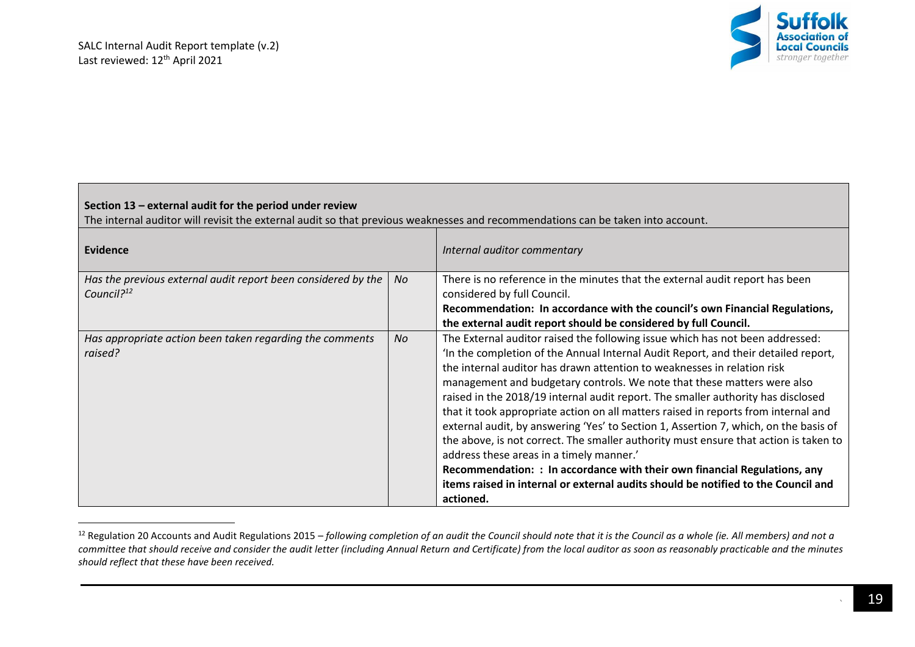| **Section 13 – external audit for the period under review**<br>The internal auditor will revisit the external audit so that previous weaknesses and recommendations can be taken into account. | | |
|---|---|---|
| **Evidence** | | *Internal auditor commentary* |
| *Has the previous external audit report been considered by the Council?*[12] | *No* | There is no reference in the minutes that the external audit report has been considered by full Council.<br>**Recommendation: In accordance with the council's own Financial Regulations, the external audit report should be considered by full Council.** |
| *Has appropriate action been taken regarding the comments raised?* | *No* | The External auditor raised the following issue which has not been addressed: 'In the completion of the Annual Internal Audit Report, and their detailed report, the internal auditor has drawn attention to weaknesses in relation risk management and budgetary controls. We note that these matters were also raised in the 2018/19 internal audit report. The smaller authority has disclosed that it took appropriate action on all matters raised in reports from internal and external audit, by answering 'Yes' to Section 1, Assertion 7, which, on the basis of the above, is not correct. The smaller authority must ensure that action is taken to address these areas in a timely manner.'<br>**Recommendation: : In accordance with their own financial Regulations, any items raised in internal or external audits should be notified to the Council and actioned.** |

[12] Regulation 20 Accounts and Audit Regulations 2015 – *following completion of an audit the Council should note that it is the Council as a whole (ie. All members) and not a committee that should receive and consider the audit letter (including Annual Return and Certificate) from the local auditor as soon as reasonably practicable and the minutes should reflect that these have been received.*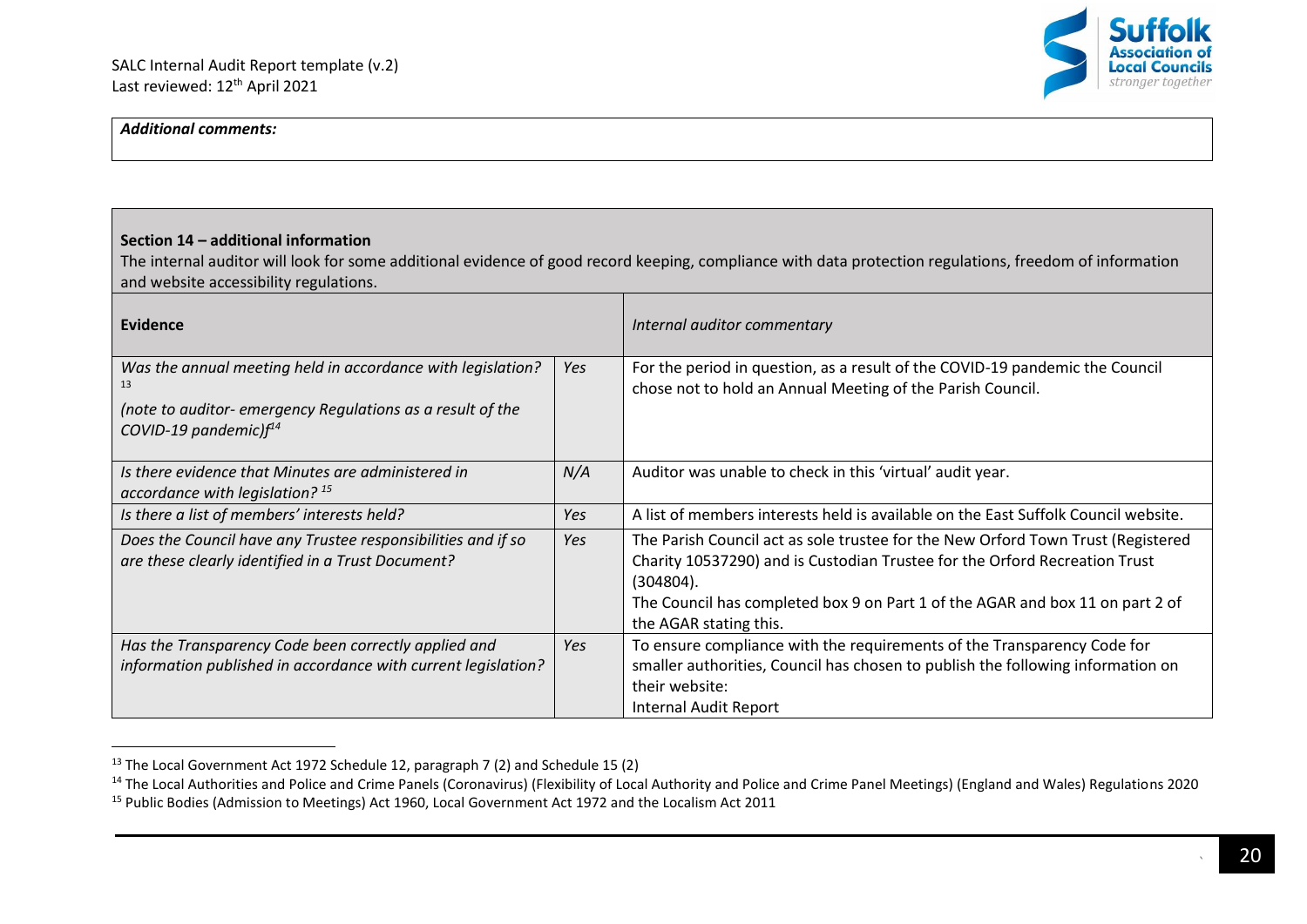| *Additional comments:* |
|---|

**Section 14 – additional information**

The internal auditor will look for some additional evidence of good record keeping, compliance with data protection regulations, freedom of information and website accessibility regulations.

| **Evidence** | | *Internal auditor commentary* |
|---|---|---|
| *Was the annual meeting held in accordance with legislation?* [13]<br>*(note to auditor- emergency Regulations as a result of the COVID-19 pandemic)f*[14] | *Yes* | For the period in question, as a result of the COVID-19 pandemic the Council chose not to hold an Annual Meeting of the Parish Council. |
| *Is there evidence that Minutes are administered in accordance with legislation?* [15] | *N/A* | Auditor was unable to check in this 'virtual' audit year. |
| *Is there a list of members' interests held?* | *Yes* | A list of members interests held is available on the East Suffolk Council website. |
| *Does the Council have any Trustee responsibilities and if so are these clearly identified in a Trust Document?* | *Yes* | The Parish Council act as sole trustee for the New Orford Town Trust (Registered Charity 10537290) and is Custodian Trustee for the Orford Recreation Trust (304804).<br>The Council has completed box 9 on Part 1 of the AGAR and box 11 on part 2 of the AGAR stating this. |
| *Has the Transparency Code been correctly applied and information published in accordance with current legislation?* | *Yes* | To ensure compliance with the requirements of the Transparency Code for smaller authorities, Council has chosen to publish the following information on their website:<br>Internal Audit Report |

[13] The Local Government Act 1972 Schedule 12, paragraph 7 (2) and Schedule 15 (2)

[14] The Local Authorities and Police and Crime Panels (Coronavirus) (Flexibility of Local Authority and Police and Crime Panel Meetings) (England and Wales) Regulations 2020

[15] Public Bodies (Admission to Meetings) Act 1960, Local Government Act 1972 and the Localism Act 2011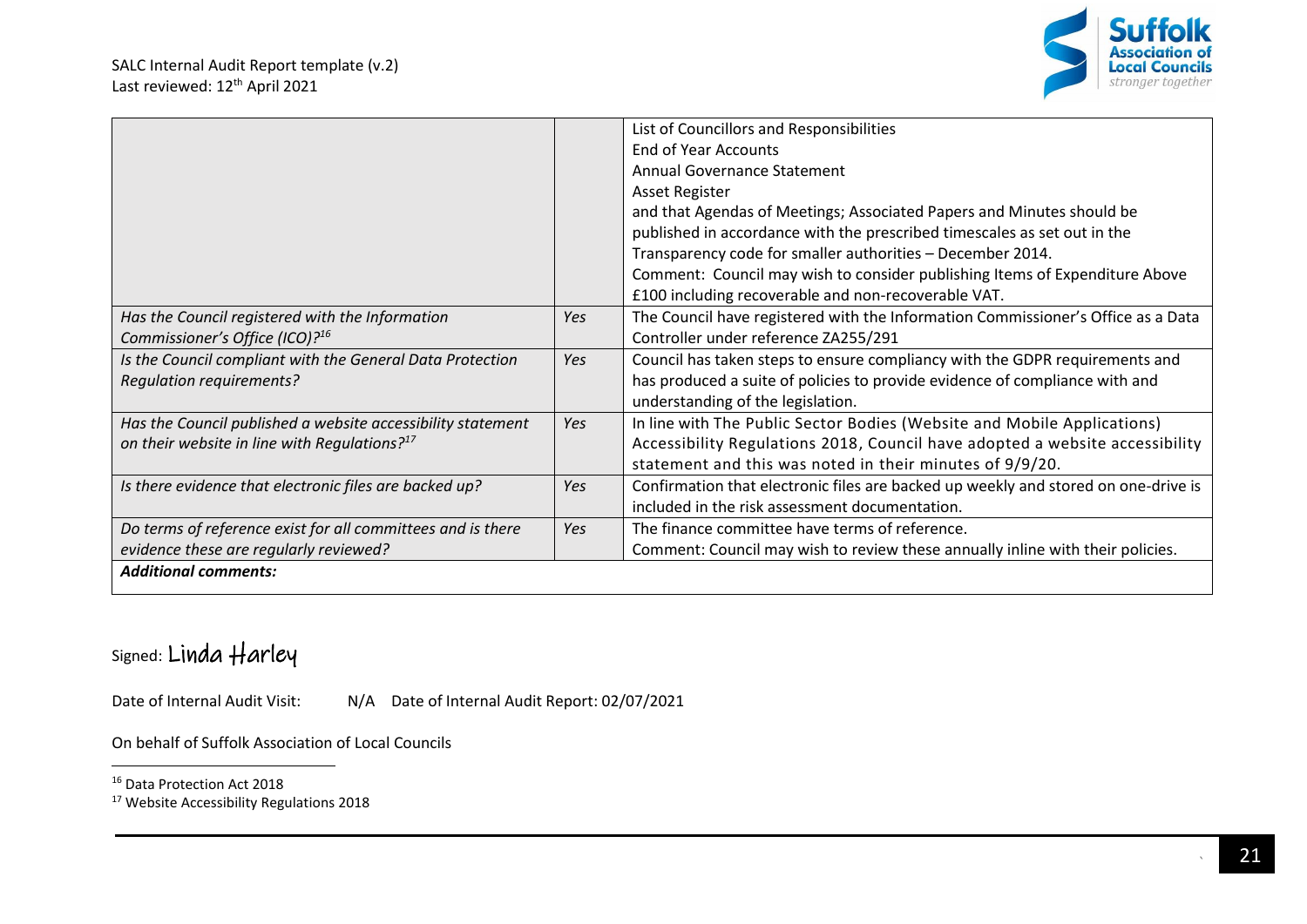| | | |
|---|---|---|
| | | List of Councillors and Responsibilities<br>End of Year Accounts<br>Annual Governance Statement<br>Asset Register<br>and that Agendas of Meetings; Associated Papers and Minutes should be published in accordance with the prescribed timescales as set out in the Transparency code for smaller authorities – December 2014.<br>Comment: Council may wish to consider publishing Items of Expenditure Above £100 including recoverable and non-recoverable VAT. |
| *Has the Council registered with the Information Commissioner's Office (ICO)?*[16] | *Yes* | The Council have registered with the Information Commissioner's Office as a Data Controller under reference ZA255/291 |
| *Is the Council compliant with the General Data Protection Regulation requirements?* | *Yes* | Council has taken steps to ensure compliancy with the GDPR requirements and has produced a suite of policies to provide evidence of compliance with and understanding of the legislation. |
| *Has the Council published a website accessibility statement on their website in line with Regulations?*[17] | *Yes* | In line with The Public Sector Bodies (Website and Mobile Applications) Accessibility Regulations 2018, Council have adopted a website accessibility statement and this was noted in their minutes of 9/9/20. |
| *Is there evidence that electronic files are backed up?* | *Yes* | Confirmation that electronic files are backed up weekly and stored on one-drive is included in the risk assessment documentation. |
| *Do terms of reference exist for all committees and is there evidence these are regularly reviewed?* | *Yes* | The finance committee have terms of reference.<br>Comment: Council may wish to review these annually inline with their policies. |
| ***Additional comments:*** | | |

Signed: Linda Harley

Date of Internal Audit Visit: N/A Date of Internal Audit Report: 02/07/2021

On behalf of Suffolk Association of Local Councils

[16] Data Protection Act 2018

[17] Website Accessibility Regulations 2018